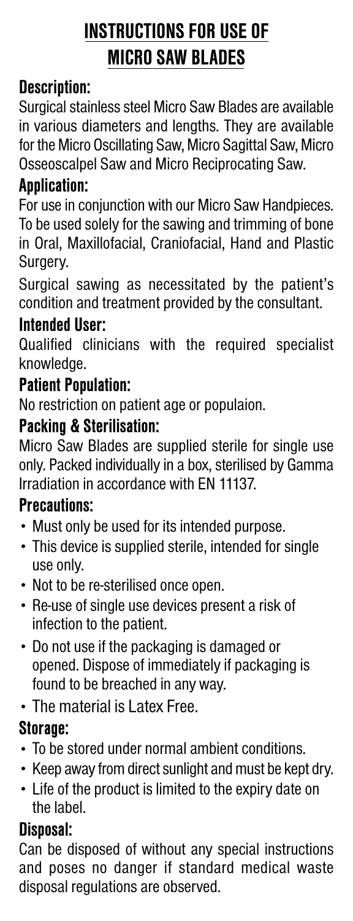# INSTRUCTIONS FOR USE OF MICRO SAW BLADES

## Description:

Surgical stainless steel Micro Saw Blades are available in various diameters and lengths. They are available for the Micro Oscillating Saw, Micro Sagittal Saw, Micro Osseoscalpel Saw and Micro Reciprocating Saw.

## Application:

For use in conjunction with our Micro Saw Handpieces. To be used solely for the sawing and trimming of bone in Oral, Maxillofacial, Craniofacial, Hand and Plastic Surgery.

Surgical sawing as necessitated by the patient's condition and treatment provided by the consultant.

## Intended User:

Qualified clinicians with the required specialist knowledge.

## Patient Population:

No restriction on patient age or populaion.

## Packing & Sterilisation:

Micro Saw Blades are supplied sterile for single use only. Packed individually in a box, sterilised by Gamma Irradiation in accordance with EN 11137.

## Precautions:

- Must only be used for its intended purpose.
- This device is supplied sterile, intended for single use only.
- Not to be re-sterilised once open.
- Re-use of single use devices present a risk of infection to the patient.
- Do not use if the packaging is damaged or opened. Dispose of immediately if packaging is found to be breached in any way.
- The material is Latex Free.

## Storage:

- To be stored under normal ambient conditions.
- Keep away from direct sunlight and must be kept dry.
- Life of the product is limited to the expiry date on the label.

## Disposal:

Can be disposed of without any special instructions and poses no danger if standard medical waste disposal regulations are observed.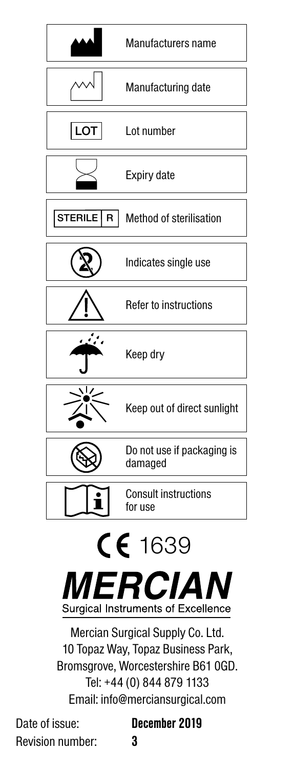| | |
|---|---|
| | Manufacturers name |
| | Manufacturing date |
| LOT | Lot number |
| | Expiry date |
| STERILE R | Method of sterilisation |
| | Indicates single use |
| | Refer to instructions |
| | Keep dry |
| | Keep out of direct sunlight |
| | Do not use if packaging is damaged |
| | Consult instructions for use |

CE 1639

**MERCIAN**

Surgical Instruments of Excellence

Mercian Surgical Supply Co. Ltd.
10 Topaz Way, Topaz Business Park,
Bromsgrove, Worcestershire B61 0GD.
Tel: +44 (0) 844 879 1133
Email: info@merciansurgical.com

Date of issue: **December 2019**
Revision number: **3**